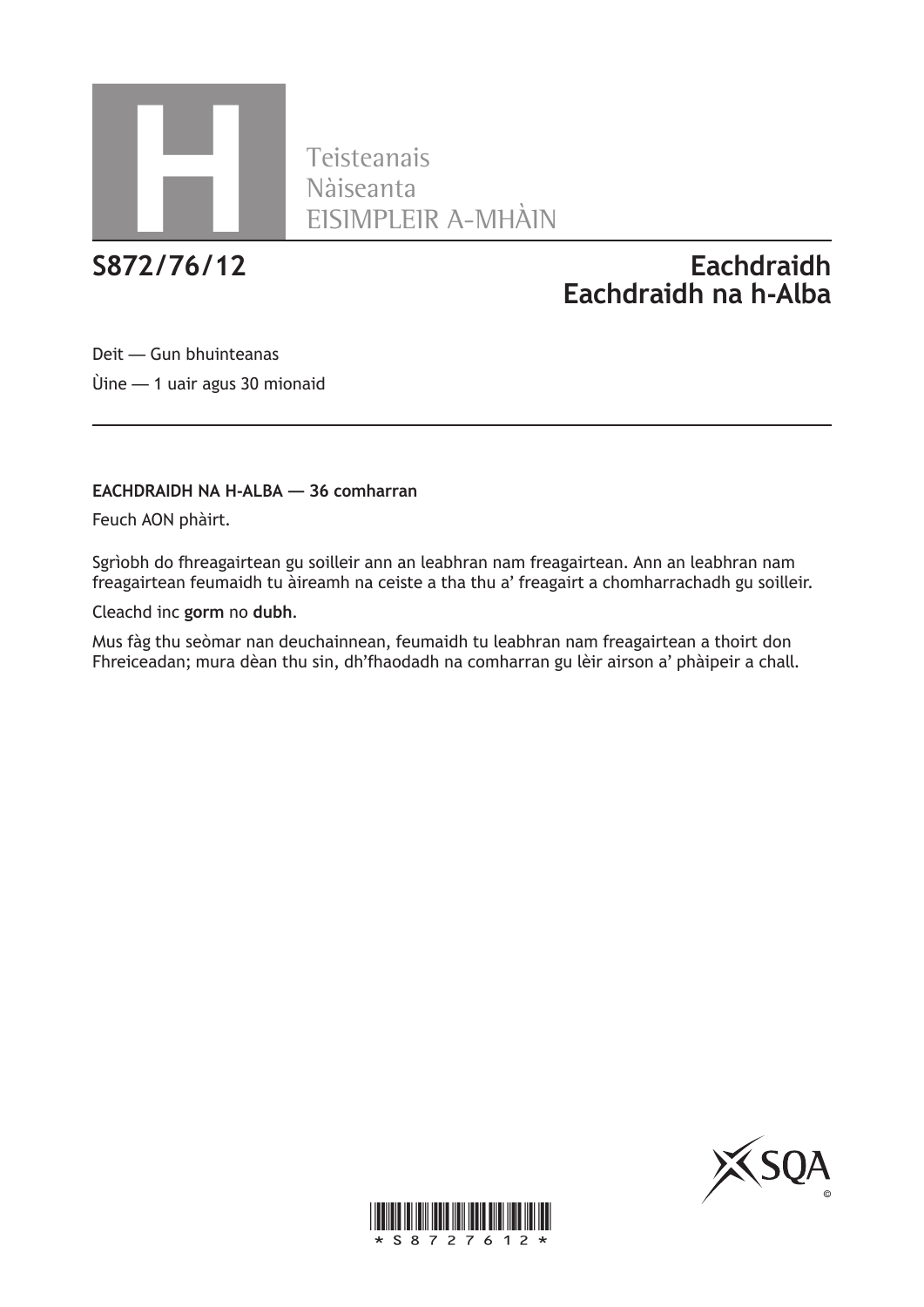H

Teisteanais
Nàiseanta
EISIMPLEIR A-MHÀIN

# S872/76/12

# Eachdraidh
# Eachdraidh na h-Alba

Deit — Gun bhuinteanas

Ùine — 1 uair agus 30 mionaid

**EACHDRAIDH NA H-ALBA — 36 comharran**

Feuch AON phàirt.

Sgrìobh do fhreagairtean gu soilleir ann an leabhran nam freagairtean. Ann an leabhran nam freagairtean feumaidh tu àireamh na ceiste a tha thu a' freagairt a chomharrachadh gu soilleir.

Cleachd inc **gorm** no **dubh**.

Mus fàg thu seòmar nan deuchainnean, feumaidh tu leabhran nam freagairtean a thoirt don Fhreiceadan; mura dèan thu sin, dh'fhaodadh na comharran gu lèir airson a' phàipeir a chall.

\*S8727612\*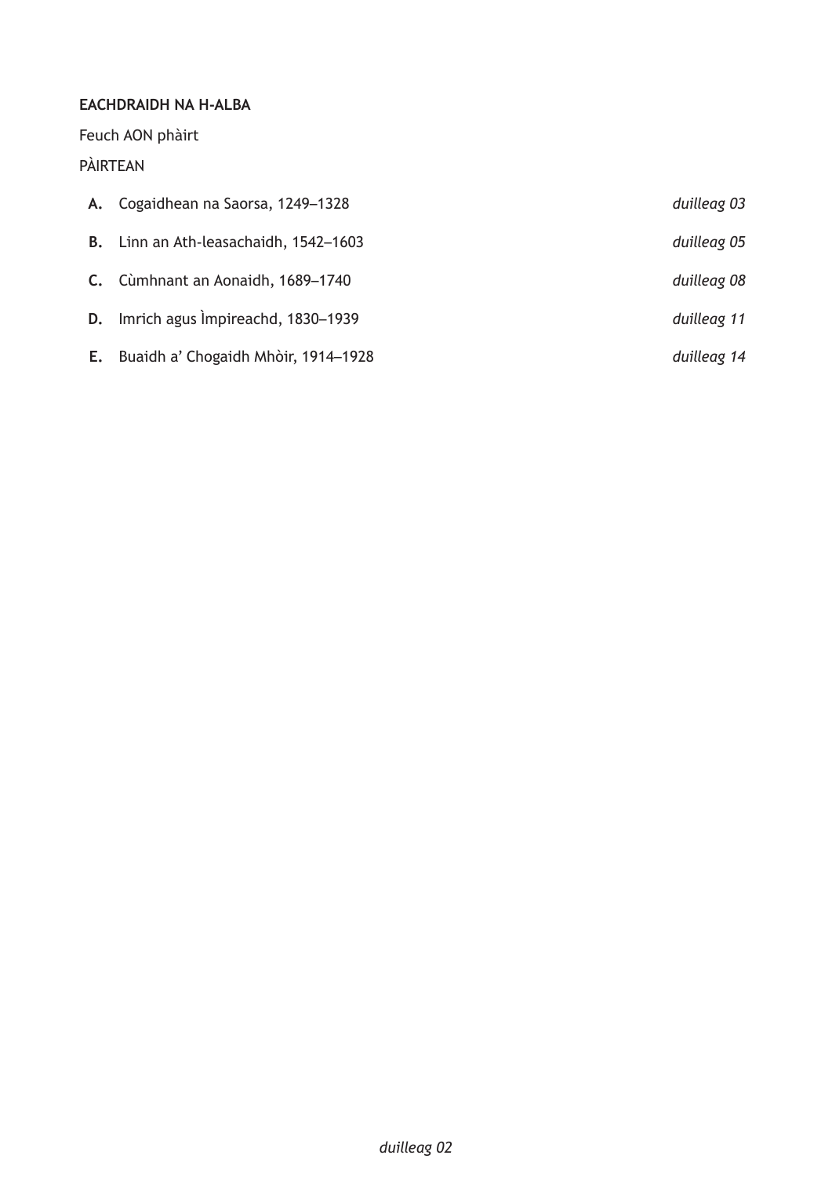**EACHDRAIDH NA H-ALBA**

Feuch AON phàirt

PÀIRTEAN

| | | |
|---|---|---|
| **A.** | Cogaidhean na Saorsa, 1249–1328 | *duilleag 03* |
| **B.** | Linn an Ath-leasachaidh, 1542–1603 | *duilleag 05* |
| **C.** | Cùmhnant an Aonaidh, 1689–1740 | *duilleag 08* |
| **D.** | Imrich agus Ìmpireachd, 1830–1939 | *duilleag 11* |
| **E.** | Buaidh a' Chogaidh Mhòir, 1914–1928 | *duilleag 14* |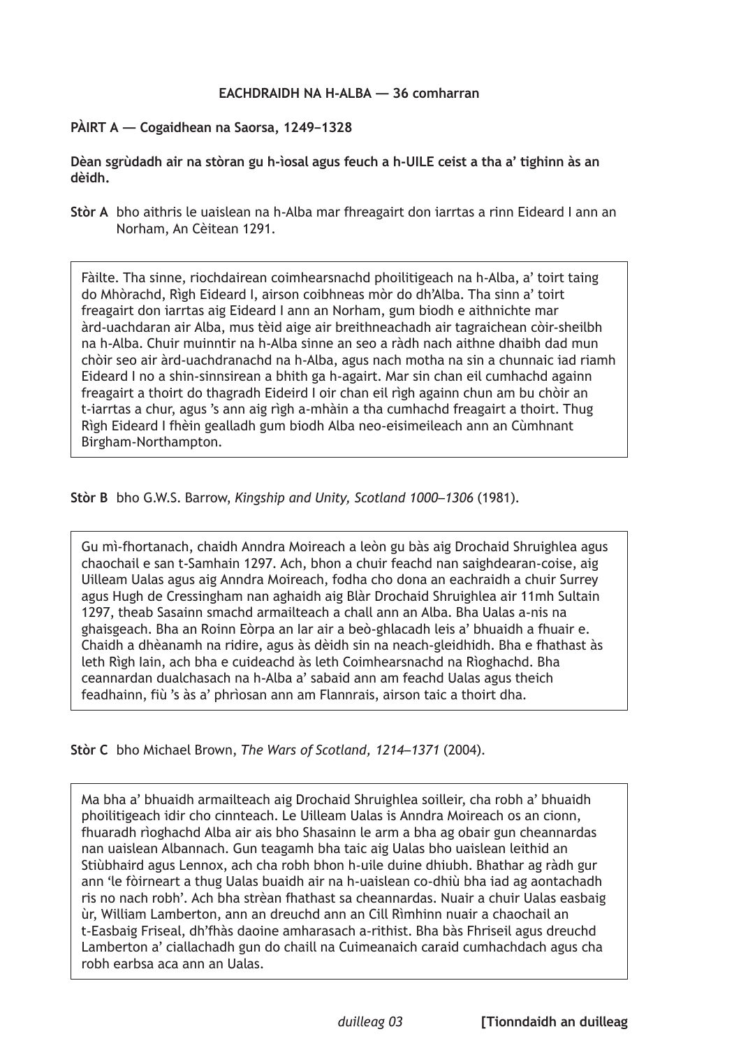**EACHDRAIDH NA H-ALBA — 36 comharran**

**PÀIRT A — Cogaidhean na Saorsa, 1249–1328**

**Dèan sgrùdadh air na stòran gu h-ìosal agus feuch a h-UILE ceist a tha a' tighinn às an dèidh.**

**Stòr A** bho aithris le uaislean na h-Alba mar fhreagairt don iarrtas a rinn Eideard I ann an Norham, An Cèitean 1291.

> Fàilte. Tha sinne, riochdairean coimhearsnachd phoilitigeach na h-Alba, a' toirt taing do Mhòrachd, Rìgh Eideard I, airson coibhneas mòr do dh'Alba. Tha sinn a' toirt freagairt don iarrtas aig Eideard I ann an Norham, gum biodh e aithnichte mar àrd-uachdaran air Alba, mus tèid aige air breithneachadh air tagraichean còir-sheilbh na h-Alba. Chuir muinntir na h-Alba sinne an seo a ràdh nach aithne dhaibh dad mun chòir seo air àrd-uachdranachd na h-Alba, agus nach motha na sin a chunnaic iad riamh Eideard I no a shin-sinnsirean a bhith ga h-agairt. Mar sin chan eil cumhachd againn freagairt a thoirt do thagradh Eideird I oir chan eil rìgh againn chun am bu chòir an t-iarrtas a chur, agus 's ann aig rìgh a-mhàin a tha cumhachd freagairt a thoirt. Thug Rìgh Eideard I fhèin gealladh gum biodh Alba neo-eisimeileach ann an Cùmhnant Birgham-Northampton.

**Stòr B** bho G.W.S. Barrow, *Kingship and Unity, Scotland 1000–1306* (1981).

> Gu mì-fhortanach, chaidh Anndra Moireach a leòn gu bàs aig Drochaid Shruighlea agus chaochail e san t-Samhain 1297. Ach, bhon a chuir feachd nan saighdearan-coise, aig Uilleam Ualas agus aig Anndra Moireach, fodha cho dona an eachraidh a chuir Surrey agus Hugh de Cressingham nan aghaidh aig Blàr Drochaid Shruighlea air 11mh Sultain 1297, theab Sasainn smachd armailteach a chall ann an Alba. Bha Ualas a-nis na ghaisgeach. Bha an Roinn Eòrpa an Iar air a beò-ghlacadh leis a' bhuaidh a fhuair e. Chaidh a dhèanamh na ridire, agus às dèidh sin na neach-gleidhidh. Bha e fhathast às leth Rìgh Iain, ach bha e cuideachd às leth Coimhearsnachd na Rìoghachd. Bha ceannardan dualchasach na h-Alba a' sabaid ann am feachd Ualas agus theich feadhainn, fiù 's às a' phrìosan ann am Flannrais, airson taic a thoirt dha.

**Stòr C** bho Michael Brown, *The Wars of Scotland, 1214–1371* (2004).

> Ma bha a' bhuaidh armailteach aig Drochaid Shruighlea soilleir, cha robh a' bhuaidh phoilitigeach idir cho cinnteach. Le Uilleam Ualas is Anndra Moireach os an cionn, fhuaradh rìoghachd Alba air ais bho Shasainn le arm a bha ag obair gun cheannardas nan uaislean Albannach. Gun teagamh bha taic aig Ualas bho uaislean leithid an Stiùbhaird agus Lennox, ach cha robh bhon h-uile duine dhiubh. Bhathar ag ràdh gur ann 'le fòirneart a thug Ualas buaidh air na h-uaislean co-dhiù bha iad ag aontachadh ris no nach robh'. Ach bha strèan fhathast sa cheannardas. Nuair a chuir Ualas easbaig ùr, William Lamberton, ann an dreuchd ann an Cill Rìmhinn nuair a chaochail an t-Easbaig Friseal, dh'fhàs daoine amharasach a-rithist. Bha bàs Fhriseil agus dreuchd Lamberton a' ciallachadh gun do chaill na Cuimeanaich caraid cumhachdach agus cha robh earbsa aca ann an Ualas.

**[Tionndaidh an duilleag**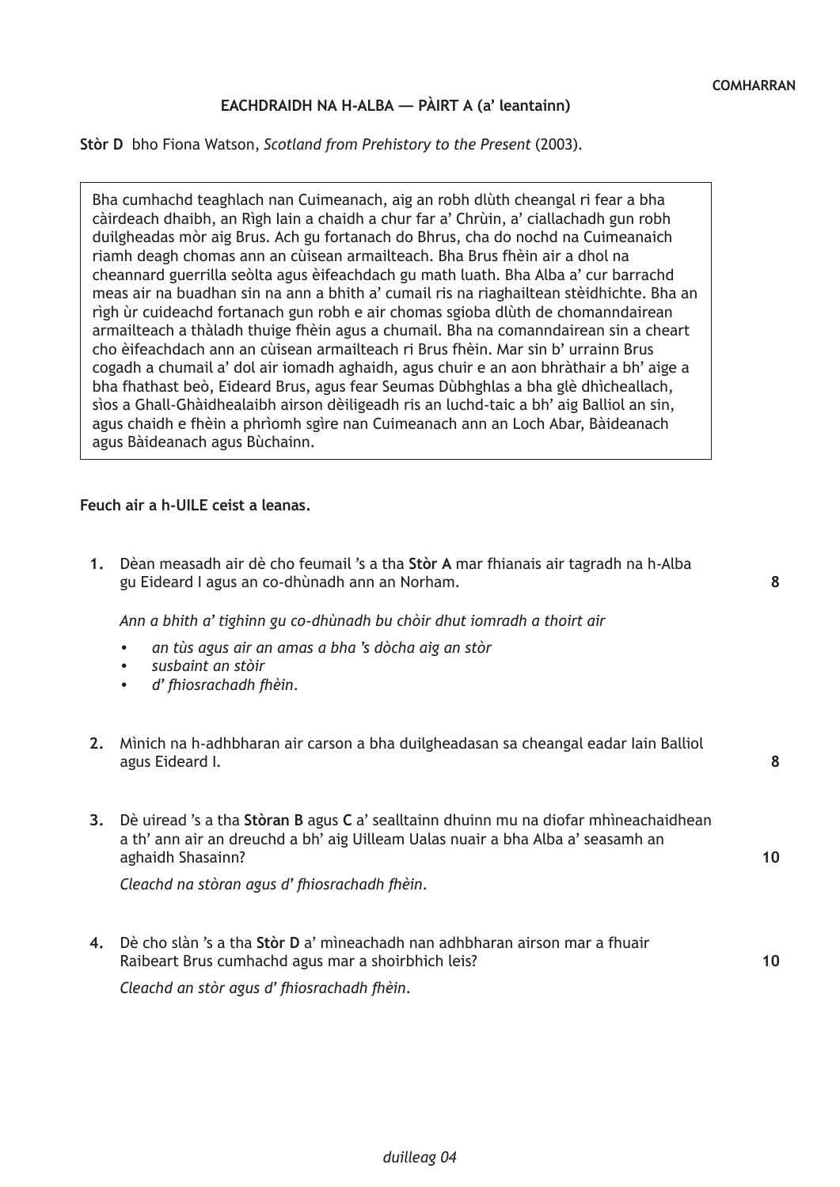COMHARRAN

## EACHDRAIDH NA H-ALBA — PÀIRT A (a' leantainn)

**Stòr D** bho Fiona Watson, *Scotland from Prehistory to the Present* (2003).

> Bha cumhachd teaghlach nan Cuimeanach, aig an robh dlùth cheangal ri fear a bha càirdeach dhaibh, an Rìgh Iain a chaidh a chur far a' Chrùin, a' ciallachadh gun robh duilgheadas mòr aig Brus. Ach gu fortanach do Bhrus, cha do nochd na Cuimeanaich riamh deagh chomas ann an cùisean armailteach. Bha Brus fhèin air a dhol na cheannard guerrilla seòlta agus èifeachdach gu math luath. Bha Alba a' cur barrachd meas air na buadhan sin na ann a bhith a' cumail ris na riaghailtean stèidhichte. Bha an rìgh ùr cuideachd fortanach gun robh e air chomas sgioba dlùth de chomanndairean armailteach a thàladh thuige fhèin agus a chumail. Bha na comanndairean sin a cheart cho èifeachdach ann an cùisean armailteach ri Brus fhèin. Mar sin b' urrainn Brus cogadh a chumail a' dol air iomadh aghaidh, agus chuir e an aon bhràthair a bh' aige a bha fhathast beò, Eideard Brus, agus fear Seumas Dùbhghlas a bha glè dhìcheallach, sìos a Ghall-Ghàidhealaibh airson dèiligeadh ris an luchd-taic a bh' aig Balliol an sin, agus chaidh e fhèin a phrìomh sgìre nan Cuimeanach ann an Loch Abar, Bàideanach agus Bàideanach agus Bùchainn.

**Feuch air a h-UILE ceist a leanas.**

**1.** Dèan measadh air dè cho feumail 's a tha **Stòr A** mar fhianais air tagradh na h-Alba gu Eideard I agus an co-dhùnadh ann an Norham. **8**

*Ann a bhith a' tighinn gu co-dhùnadh bu chòir dhut iomradh a thoirt air*

- *an tùs agus air an amas a bha 's dòcha aig an stòr*
- *susbaint an stòir*
- *d' fhiosrachadh fhèin.*

**2.** Mìnich na h-adhbharan air carson a bha duilgheadasan sa cheangal eadar Iain Balliol agus Eideard I. **8**

**3.** Dè uiread 's a tha **Stòran B** agus **C** a' sealltainn dhuinn mu na diofar mhìneachaidhean a th' ann air an dreuchd a bh' aig Uilleam Ualas nuair a bha Alba a' seasamh an aghaidh Shasainn? **10**

*Cleachd na stòran agus d' fhiosrachadh fhèin.*

**4.** Dè cho slàn 's a tha **Stòr D** a' mìneachadh nan adhbharan airson mar a fhuair Raibeart Brus cumhachd agus mar a shoirbhich leis? **10**

*Cleachd an stòr agus d' fhiosrachadh fhèin.*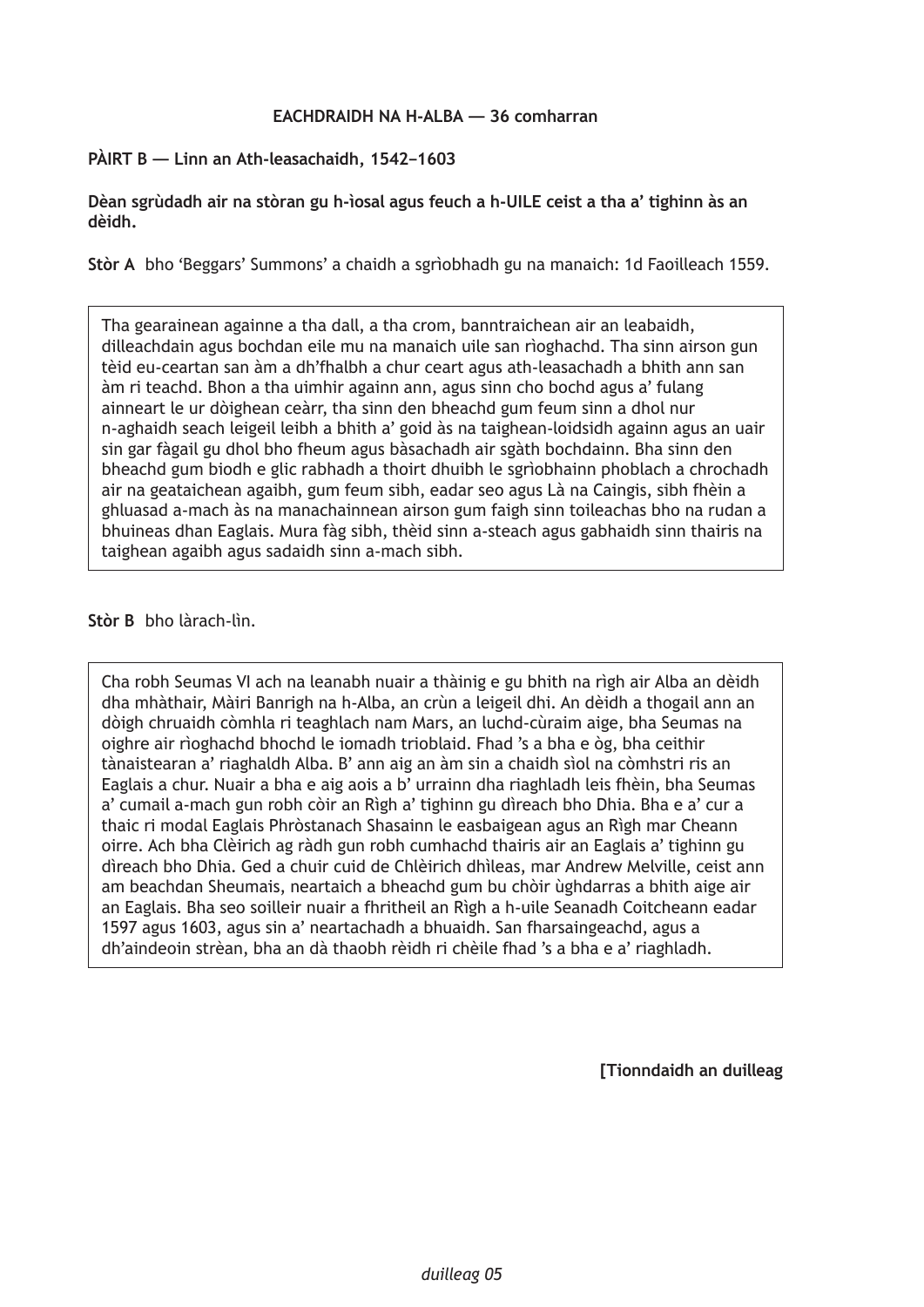**EACHDRAIDH NA H-ALBA — 36 comharran**

**PÀIRT B — Linn an Ath-leasachaidh, 1542–1603**

**Dèan sgrùdadh air na stòran gu h-ìosal agus feuch a h-UILE ceist a tha a' tighinn às an dèidh.**

**Stòr A** bho 'Beggars' Summons' a chaidh a sgrìobhadh gu na manaich: 1d Faoilleach 1559.

> Tha gearainean againne a tha dall, a tha crom, banntraichean air an leabaidh, dilleachdain agus bochdan eile mu na manaich uile san rìoghachd. Tha sinn airson gun tèid eu-ceartan san àm a dh'fhalbh a chur ceart agus ath-leasachadh a bhith ann san àm ri teachd. Bhon a tha uimhir againn ann, agus sinn cho bochd agus a' fulang ainneart le ur dòighean ceàrr, tha sinn den bheachd gum feum sinn a dhol nur n-aghaidh seach leigeil leibh a bhith a' goid às na taighean-loidsidh againn agus an uair sin gar fàgail gu dhol bho fheum agus bàsachadh air sgàth bochdainn. Bha sinn den bheachd gum biodh e glic rabhadh a thoirt dhuibh le sgrìobhainn phoblach a chrochadh air na geataichean agaibh, gum feum sibh, eadar seo agus Là na Caingis, sibh fhèin a ghluasad a-mach às na manachainnean airson gum faigh sinn toileachas bho na rudan a bhuineas dhan Eaglais. Mura fàg sibh, thèid sinn a-steach agus gabhaidh sinn thairis na taighean agaibh agus sadaidh sinn a-mach sibh.

**Stòr B** bho làrach-lìn.

> Cha robh Seumas VI ach na leanabh nuair a thàinig e gu bhith na rìgh air Alba an dèidh dha mhàthair, Màiri Banrigh na h-Alba, an crùn a leigeil dhi. An dèidh a thogail ann an dòigh chruaidh còmhla ri teaghlach nam Mars, an luchd-cùraim aige, bha Seumas na oighre air rìoghachd bhochd le iomadh trioblaid. Fhad 's a bha e òg, bha ceithir tànaistearan a' riaghaldh Alba. B' ann aig an àm sin a chaidh sìol na còmhstri ris an Eaglais a chur. Nuair a bha e aig aois a b' urrainn dha riaghladh leis fhèin, bha Seumas a' cumail a-mach gun robh còir an Rìgh a' tighinn gu dìreach bho Dhia. Bha e a' cur a thaic ri modal Eaglais Phròstanach Shasainn le easbaigean agus an Rìgh mar Cheann oirre. Ach bha Clèirich ag ràdh gun robh cumhachd thairis air an Eaglais a' tighinn gu dìreach bho Dhia. Ged a chuir cuid de Chlèirich dhìleas, mar Andrew Melville, ceist ann am beachdan Sheumais, neartaich a bheachd gum bu chòir ùghdarras a bhith aige air an Eaglais. Bha seo soilleir nuair a fhritheil an Rìgh a h-uile Seanadh Coitcheann eadar 1597 agus 1603, agus sin a' neartachadh a bhuaidh. San fharsaingeachd, agus a dh'aindeoin strèan, bha an dà thaobh rèidh ri chèile fhad 's a bha e a' riaghladh.

**[Tionndaidh an duilleag**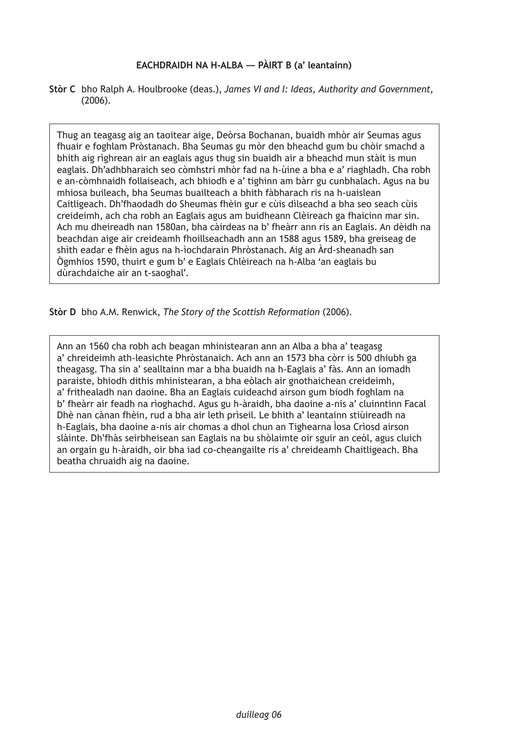**EACHDRAIDH NA H-ALBA — PÀIRT B (a' leantainn)**

**Stòr C** bho Ralph A. Houlbrooke (deas.), *James VI and I: Ideas, Authority and Government*, (2006).

> Thug an teagasg aig an taoitear aige, Deòrsa Bochanan, buaidh mhòr air Seumas agus fhuair e foghlam Pròstanach. Bha Seumas gu mòr den bheachd gum bu chòir smachd a bhith aig rìghrean air an eaglais agus thug sin buaidh air a bheachd mun stàit is mun eaglais. Dh'adhbharaich seo còmhstri mhòr fad na h-ùine a bha e a' riaghladh. Cha robh e an-còmhnaidh follaiseach, ach bhiodh e a' tighinn am bàrr gu cunbhalach. Agus na bu mhiosa buileach, bha Seumas buailteach a bhith fàbharach ris na h-uaislean Caitligeach. Dh'fhaodadh do Sheumas fhèin gur e cùis dìlseachd a bha seo seach cùis creideimh, ach cha robh an Eaglais agus am buidheann Clèireach ga fhaicinn mar sin. Ach mu dheireadh nan 1580an, bha càirdeas na b' fheàrr ann ris an Eaglais. An dèidh na beachdan aige air creideamh fhoillseachadh ann an 1588 agus 1589, bha greiseag de shìth eadar e fhèin agus na h-ìochdarain Phròstanach. Aig an Àrd-sheanadh san Ògmhios 1590, thuirt e gum b' e Eaglais Chlèireach na h-Alba 'an eaglais bu dùrachdaiche air an t-saoghal'.

**Stòr D** bho A.M. Renwick, *The Story of the Scottish Reformation* (2006).

> Ann an 1560 cha robh ach beagan mhinistearan ann an Alba a bha a' teagasg a' chreideimh ath-leasichte Phròstanaich. Ach ann an 1573 bha còrr is 500 dhiubh ga theagasg. Tha sin a' sealltainn mar a bha buaidh na h-Eaglais a' fàs. Ann an iomadh paraiste, bhiodh dithis mhinistearan, a bha eòlach air gnothaichean creideimh, a' frithealadh nan daoine. Bha an Eaglais cuideachd airson gum biodh foghlam na b' fheàrr air feadh na rìoghachd. Agus gu h-àraidh, bha daoine a-nis a' cluinntinn Facal Dhè nan cànan fhèin, rud a bha air leth prìseil. Le bhith a' leantainn stiùireadh na h-Eaglais, bha daoine a-nis air chomas a dhol chun an Tighearna Ìosa Crìosd airson slàinte. Dh'fhàs seirbheisean san Eaglais na bu shòlaimte oir sguir an ceòl, agus cluich an orgain gu h-àraidh, oir bha iad co-cheangailte ris a' chreideamh Chaitligeach. Bha beatha chruaidh aig na daoine.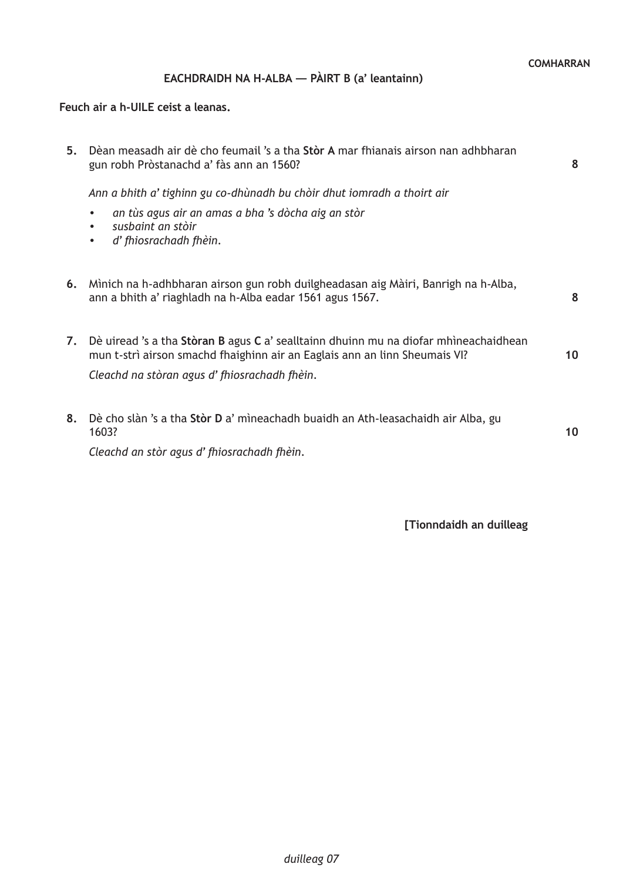COMHARRAN

## EACHDRAIDH NA H-ALBA — PÀIRT B (a' leantainn)

**Feuch air a h-UILE ceist a leanas.**

**5.** Dèan measadh air dè cho feumail 's a tha **Stòr A** mar fhianais airson nan adhbharan gun robh Pròstanachd a' fàs ann an 1560? **8**

*Ann a bhith a' tighinn gu co-dhùnadh bu chòir dhut iomradh a thoirt air*

- *an tùs agus air an amas a bha 's dòcha aig an stòr*
- *susbaint an stòir*
- *d' fhiosrachadh fhèin.*

**6.** Mìnich na h-adhbharan airson gun robh duilgheadasan aig Màiri, Banrigh na h-Alba, ann a bhith a' riaghladh na h-Alba eadar 1561 agus 1567. **8**

**7.** Dè uiread 's a tha **Stòran B** agus **C** a' sealltainn dhuinn mu na diofar mhìneachaidhean mun t-strì airson smachd fhaighinn air an Eaglais ann an linn Sheumais VI? **10**

*Cleachd na stòran agus d' fhiosrachadh fhèin.*

**8.** Dè cho slàn 's a tha **Stòr D** a' mìneachadh buaidh an Ath-leasachaidh air Alba, gu 1603? **10**

*Cleachd an stòr agus d' fhiosrachadh fhèin.*

**[Tionndaidh an duilleag**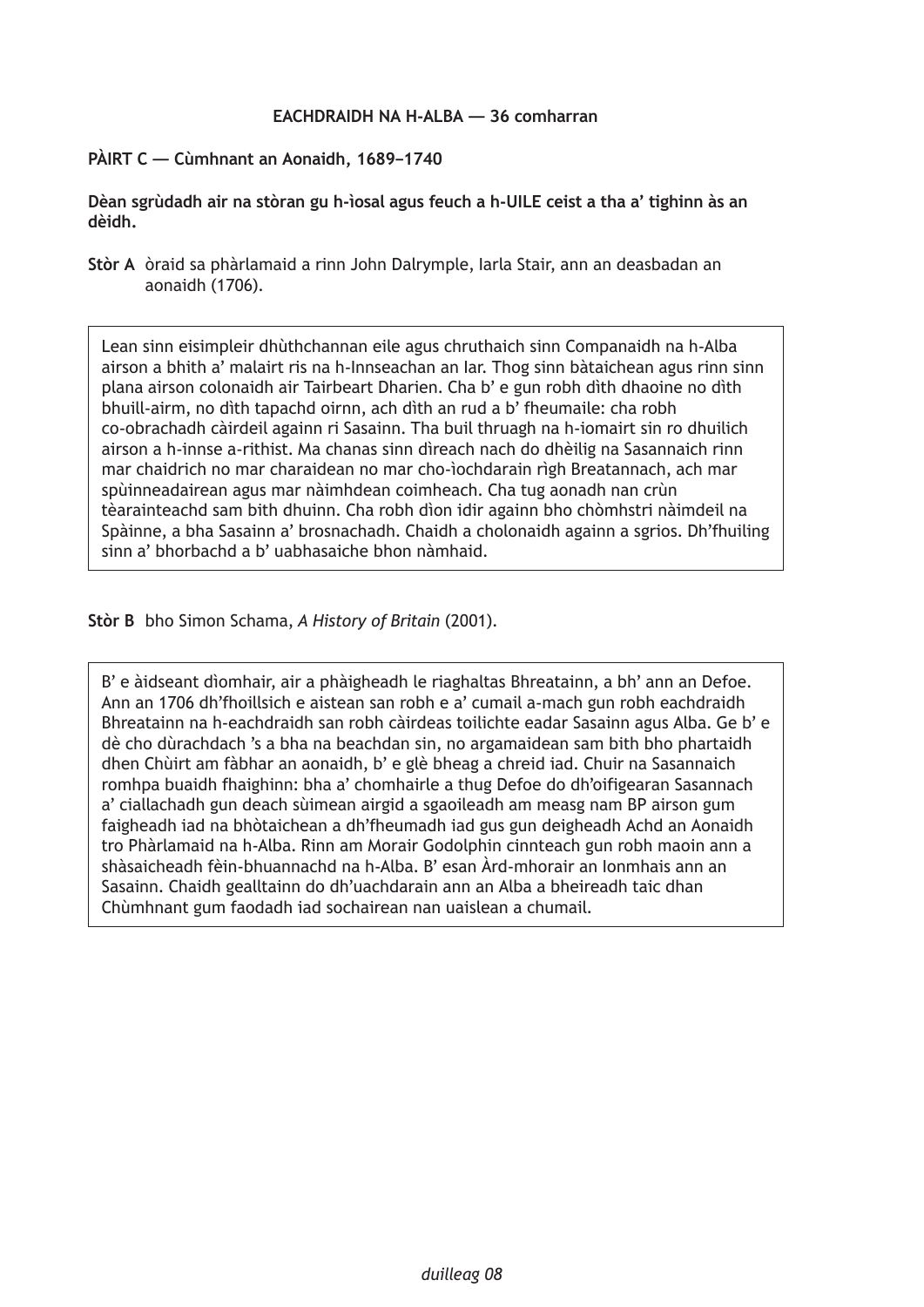**EACHDRAIDH NA H-ALBA — 36 comharran**

**PÀIRT C — Cùmhnant an Aonaidh, 1689–1740**

**Dèan sgrùdadh air na stòran gu h-ìosal agus feuch a h-UILE ceist a tha a' tighinn às an dèidh.**

**Stòr A** òraid sa phàrlamaid a rinn John Dalrymple, Iarla Stair, ann an deasbadan an aonaidh (1706).

> Lean sinn eisimpleir dhùthchannan eile agus chruthaich sinn Companaidh na h-Alba airson a bhith a' malairt ris na h-Innseachan an Iar. Thog sinn bàtaichean agus rinn sinn plana airson colonaidh air Tairbeart Dharien. Cha b' e gun robh dìth dhaoine no dìth bhuill-airm, no dìth tapachd oirnn, ach dìth an rud a b' fheumaile: cha robh co-obrachadh càirdeil againn ri Sasainn. Tha buil thruagh na h-iomairt sin ro dhuilich airson a h-innse a-rithist. Ma chanas sinn dìreach nach do dhèilig na Sasannaich rinn mar chaidrich no mar charaidean no mar cho-ìochdarain rìgh Breatannach, ach mar spùinneadairean agus mar nàimhdean coimheach. Cha tug aonadh nan crùn tèarainteachd sam bith dhuinn. Cha robh dìon idir againn bho chòmhstri nàimdeil na Spàinne, a bha Sasainn a' brosnachadh. Chaidh a cholonaidh againn a sgrios. Dh'fhuiling sinn a' bhorbachd a b' uabhasaiche bhon nàmhaid.

**Stòr B** bho Simon Schama, *A History of Britain* (2001).

> B' e àidseant dìomhair, air a phàigheadh le riaghaltas Bhreatainn, a bh' ann an Defoe. Ann an 1706 dh'fhoillsich e aistean san robh e a' cumail a-mach gun robh eachdraidh Bhreatainn na h-eachdraidh san robh càirdeas toilichte eadar Sasainn agus Alba. Ge b' e dè cho dùrachdach 's a bha na beachdan sin, no argamaidean sam bith bho phartaidh dhen Chùirt am fàbhar an aonaidh, b' e glè bheag a chreid iad. Chuir na Sasannaich romhpa buaidh fhaighinn: bha a' chomhairle a thug Defoe do dh'oifigearan Sasannach a' ciallachadh gun deach sùimean airgid a sgaoileadh am measg nam BP airson gum faigheadh iad na bhòtaichean a dh'fheumadh iad gus gun deigheadh Achd an Aonaidh tro Phàrlamaid na h-Alba. Rinn am Morair Godolphin cinnteach gun robh maoin ann a shàsaicheadh fèin-bhuannachd na h-Alba. B' esan Àrd-mhorair an Ionmhais ann an Sasainn. Chaidh gealltainn do dh'uachdarain ann an Alba a bheireadh taic dhan Chùmhnant gum faodadh iad sochairean nan uaislean a chumail.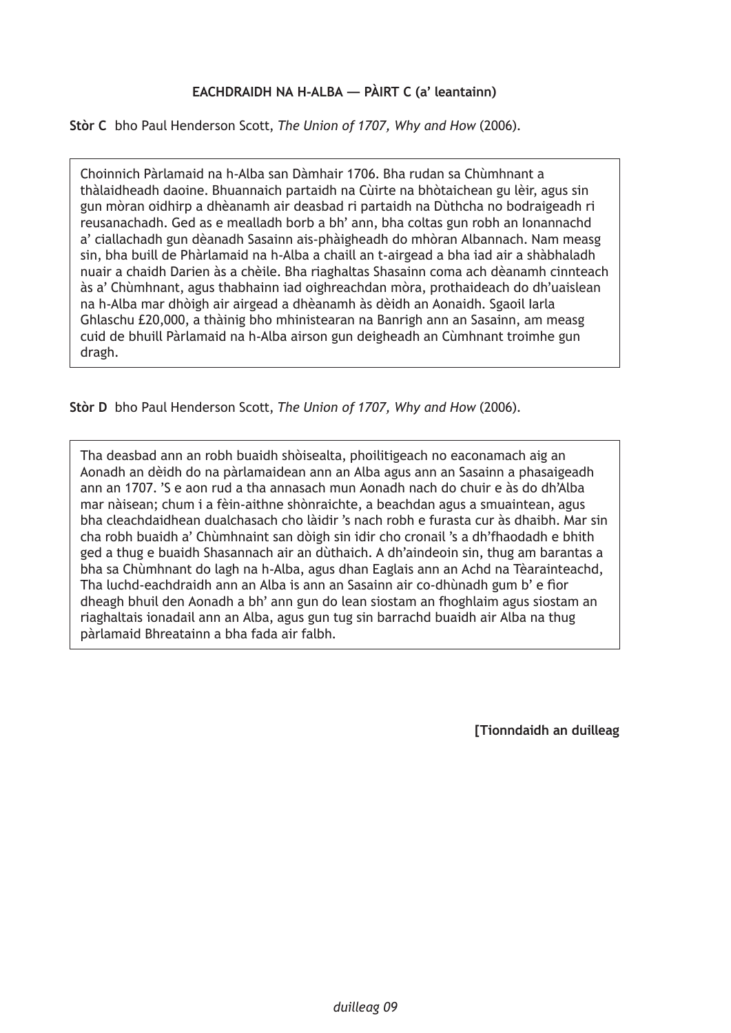**EACHDRAIDH NA H-ALBA — PÀIRT C (a' leantainn)**

**Stòr C** bho Paul Henderson Scott, *The Union of 1707, Why and How* (2006).

> Choinnich Pàrlamaid na h-Alba san Dàmhair 1706. Bha rudan sa Chùmhnant a thàlaidheadh daoine. Bhuannaich partaidh na Cùirte na bhòtaichean gu lèir, agus sin gun mòran oidhirp a dhèanamh air deasbad ri partaidh na Dùthcha no bodraigeadh ri reusanachadh. Ged as e mealladh borb a bh' ann, bha coltas gun robh an Ionannachd a' ciallachadh gun dèanadh Sasainn ais-phàigheadh do mhòran Albannach. Nam measg sin, bha buill de Phàrlamaid na h-Alba a chaill an t-airgead a bha iad air a shàbhaladh nuair a chaidh Darien às a chèile. Bha riaghaltas Shasainn coma ach dèanamh cinnteach às a' Chùmhnant, agus thabhainn iad oighreachdan mòra, prothaideach do dh'uaislean na h-Alba mar dhòigh air airgead a dhèanamh às dèidh an Aonaidh. Sgaoil Iarla Ghlaschu £20,000, a thàinig bho mhinistearan na Banrigh ann an Sasainn, am measg cuid de bhuill Pàrlamaid na h-Alba airson gun deigheadh an Cùmhnant troimhe gun dragh.

**Stòr D** bho Paul Henderson Scott, *The Union of 1707, Why and How* (2006).

> Tha deasbad ann an robh buaidh shòisealta, phoilitigeach no eaconamach aig an Aonadh an dèidh do na pàrlamaidean ann an Alba agus ann an Sasainn a phasaigeadh ann an 1707. 'S e aon rud a tha annasach mun Aonadh nach do chuir e às do dh'Alba mar nàisean; chum i a fèin-aithne shònraichte, a beachdan agus a smuaintean, agus bha cleachdaidhean dualchasach cho làidir 's nach robh e furasta cur às dhaibh. Mar sin cha robh buaidh a' Chùmhnaint san dòigh sin idir cho cronail 's a dh'fhaodadh e bhith ged a thug e buaidh Shasannach air an dùthaich. A dh'aindeoin sin, thug am barantas a bha sa Chùmhnant do lagh na h-Alba, agus dhan Eaglais ann an Achd na Tèarainteachd, Tha luchd-eachdraidh ann an Alba is ann an Sasainn air co-dhùnadh gum b' e fìor dheagh bhuil den Aonadh a bh' ann gun do lean siostam an fhoghlaim agus siostam an riaghaltais ionadail ann an Alba, agus gun tug sin barrachd buaidh air Alba na thug pàrlamaid Bhreatainn a bha fada air falbh.

**[Tionndaidh an duilleag**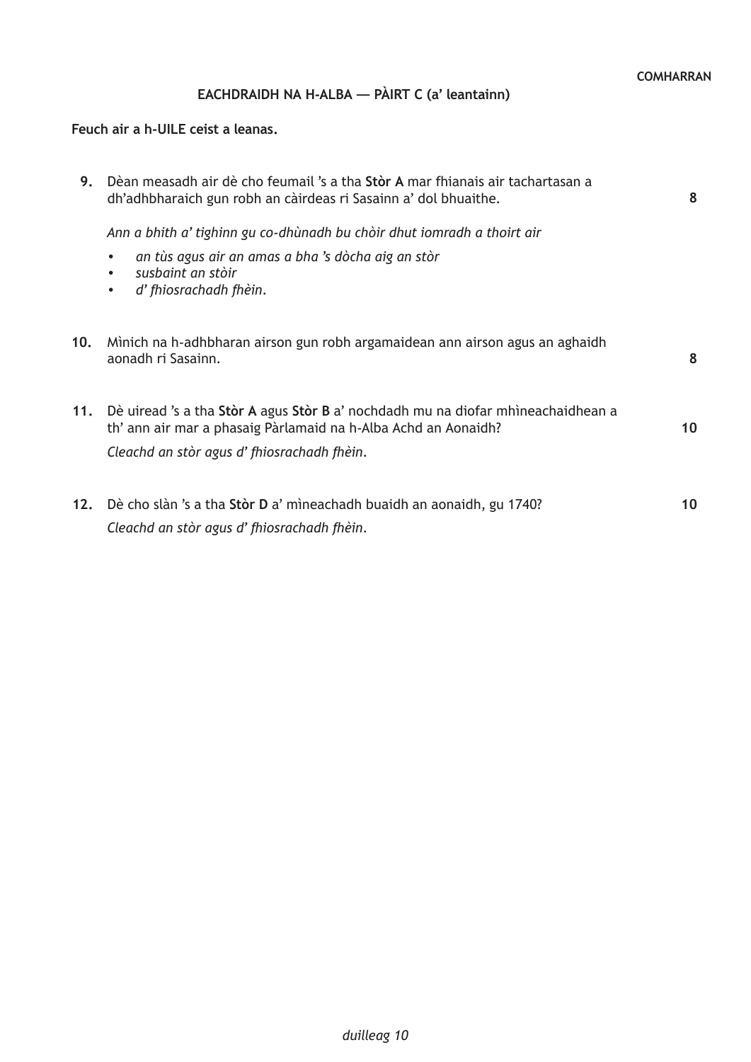COMHARRAN

## EACHDRAIDH NA H-ALBA — PÀIRT C (a' leantainn)

**Feuch air a h-UILE ceist a leanas.**

**9.** Dèan measadh air dè cho feumail 's a tha **Stòr A** mar fhianais air tachartasan a dh'adhbharaich gun robh an càirdeas ri Sasainn a' dol bhuaithe. **8**

*Ann a bhith a' tighinn gu co-dhùnadh bu chòir dhut iomradh a thoirt air*

- *an tùs agus air an amas a bha 's dòcha aig an stòr*
- *susbaint an stòir*
- *d' fhiosrachadh fhèin.*

**10.** Mìnich na h-adhbharan airson gun robh argamaidean ann airson agus an aghaidh aonadh ri Sasainn. **8**

**11.** Dè uiread 's a tha **Stòr A** agus **Stòr B** a' nochdadh mu na diofar mhìneachaidhean a th' ann air mar a phasaig Pàrlamaid na h-Alba Achd an Aonaidh? **10**

*Cleachd an stòr agus d' fhiosrachadh fhèin.*

**12.** Dè cho slàn 's a tha **Stòr D** a' mìneachadh buaidh an aonaidh, gu 1740? **10**

*Cleachd an stòr agus d' fhiosrachadh fhèin.*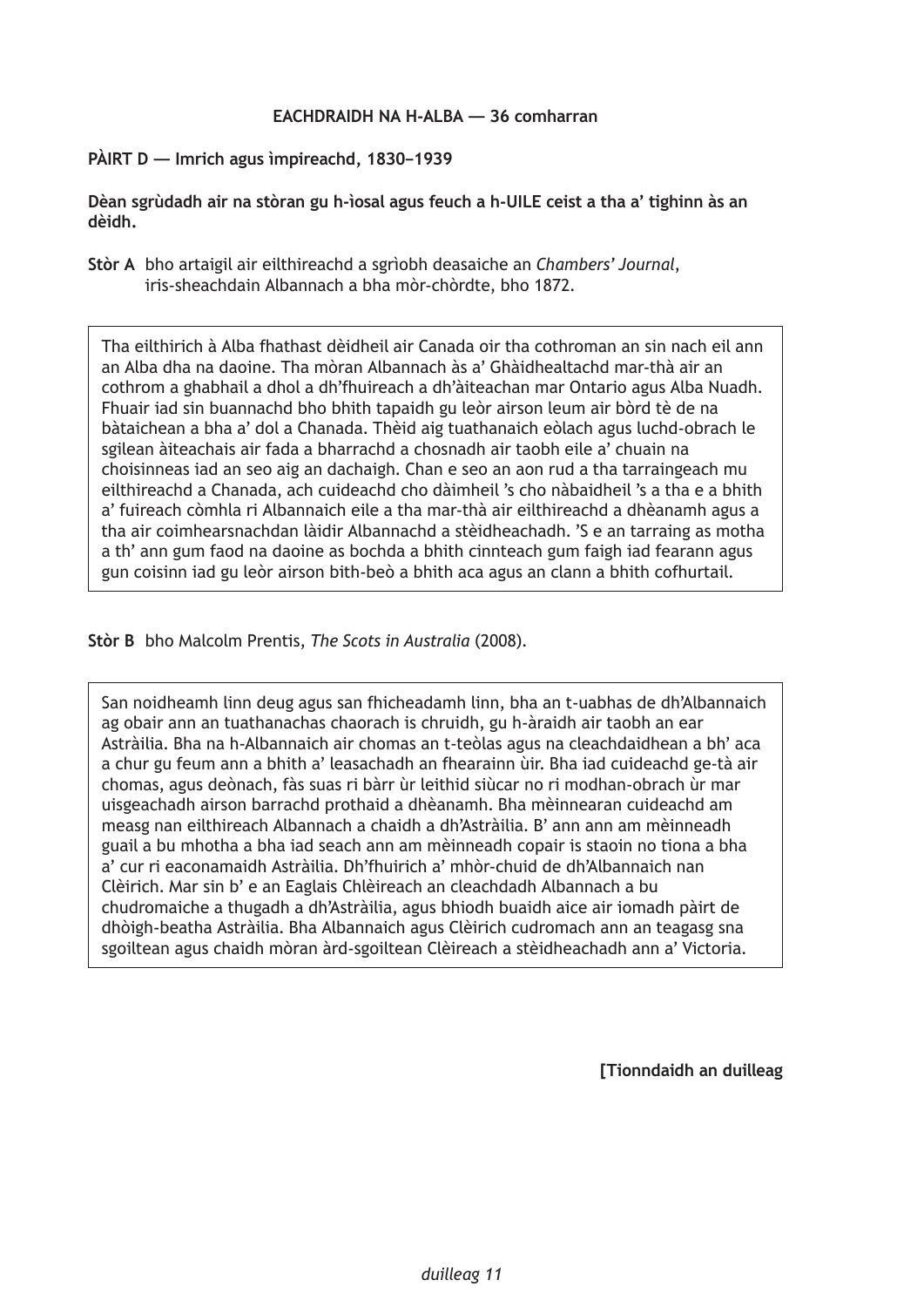**EACHDRAIDH NA H-ALBA — 36 comharran**

**PÀIRT D — Imrich agus ìmpireachd, 1830–1939**

**Dèan sgrùdadh air na stòran gu h-ìosal agus feuch a h-UILE ceist a tha a' tighinn às an dèidh.**

**Stòr A** bho artaigil air eilthireachd a sgrìobh deasaiche an *Chambers' Journal*, iris-sheachdain Albannach a bha mòr-chòrdte, bho 1872.

> Tha eilthirich à Alba fhathast dèidheil air Canada oir tha cothroman an sin nach eil ann an Alba dha na daoine. Tha mòran Albannach às a' Ghàidhealtachd mar-thà air an cothrom a ghabhail a dhol a dh'fhuireach a dh'àiteachan mar Ontario agus Alba Nuadh. Fhuair iad sin buannachd bho bhith tapaidh gu leòr airson leum air bòrd tè de na bàtaichean a bha a' dol a Chanada. Thèid aig tuathanaich eòlach agus luchd-obrach le sgilean àiteachais air fada a bharrachd a chosnadh air taobh eile a' chuain na choisinneas iad an seo aig an dachaigh. Chan e seo an aon rud a tha tarraingeach mu eilthireachd a Chanada, ach cuideachd cho dàimheil 's cho nàbaidheil 's a tha e a bhith a' fuireach còmhla ri Albannaich eile a tha mar-thà air eilthireachd a dhèanamh agus a tha air coimhearsnachdan làidir Albannachd a stèidheachadh. 'S e an tarraing as motha a th' ann gum faod na daoine as bochda a bhith cinnteach gum faigh iad fearann agus gun coisinn iad gu leòr airson bith-beò a bhith aca agus an clann a bhith cofhurtail.

**Stòr B** bho Malcolm Prentis, *The Scots in Australia* (2008).

> San noidheamh linn deug agus san fhicheadamh linn, bha an t-uabhas de dh'Albannaich ag obair ann an tuathanachas chaorach is chruidh, gu h-àraidh air taobh an ear Astràilia. Bha na h-Albannaich air chomas an t-teòlas agus na cleachdaidhean a bh' aca a chur gu feum ann a bhith a' leasachadh an fhearainn ùir. Bha iad cuideachd ge-tà air chomas, agus deònach, fàs suas ri bàrr ùr leithid siùcar no ri modhan-obrach ùr mar uisgeachadh airson barrachd prothaid a dhèanamh. Bha mèinnearan cuideachd am measg nan eilthireach Albannach a chaidh a dh'Astràilia. B' ann ann am mèinneadh guail a bu mhotha a bha iad seach ann am mèinneadh copair is staoin no tiona a bha a' cur ri eaconamaidh Astràilia. Dh'fhuirich a' mhòr-chuid de dh'Albannaich nan Clèirich. Mar sin b' e an Eaglais Chlèireach an cleachdadh Albannach a bu chudromaiche a thugadh a dh'Astràilia, agus bhiodh buaidh aice air iomadh pàirt de dhòigh-beatha Astràilia. Bha Albannaich agus Clèirich cudromach ann an teagasg sna sgoiltean agus chaidh mòran àrd-sgoiltean Clèireach a stèidheachadh ann a' Victoria.

**[Tionndaidh an duilleag**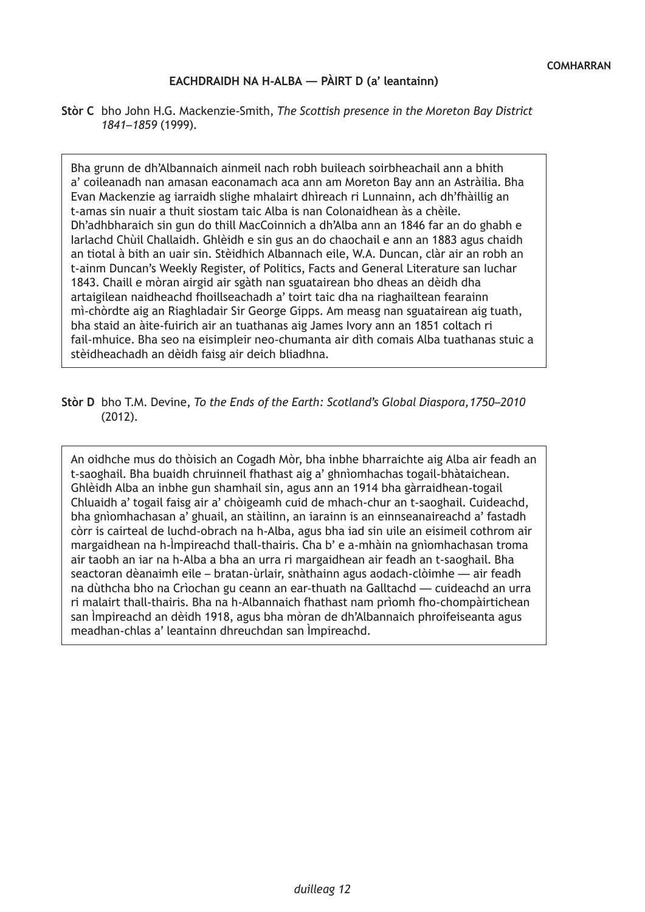COMHARRAN

## EACHDRAIDH NA H-ALBA — PÀIRT D (a' leantainn)

**Stòr C** bho John H.G. Mackenzie-Smith, *The Scottish presence in the Moreton Bay District 1841–1859* (1999).

> Bha grunn de dh'Albannaich ainmeil nach robh buileach soirbheachail ann a bhith a' coileanadh nan amasan eaconamach aca ann am Moreton Bay ann an Astràilia. Bha Evan Mackenzie ag iarraidh slighe mhalairt dhìreach ri Lunnainn, ach dh'fhàillig an t-amas sin nuair a thuit siostam taic Alba is nan Colonaidhean às a chèile. Dh'adhbharaich sin gun do thill MacCoinnich a dh'Alba ann an 1846 far an do ghabh e Iarlachd Chùil Challaidh. Ghlèidh e sin gus an do chaochail e ann an 1883 agus chaidh an tiotal à bith an uair sin. Stèidhich Albannach eile, W.A. Duncan, clàr air an robh an t-ainm Duncan's Weekly Register, of Politics, Facts and General Literature san Iuchar 1843. Chaill e mòran airgid air sgàth nan sguatairean bho dheas an dèidh dha artaigilean naidheachd fhoillseachadh a' toirt taic dha na riaghailtean fearainn mì-chòrdte aig an Riaghladair Sir George Gipps. Am measg nan sguatairean aig tuath, bha staid an àite-fuirich air an tuathanas aig James Ivory ann an 1851 coltach ri fail-mhuice. Bha seo na eisimpleir neo-chumanta air dìth comais Alba tuathanas stuic a stèidheachadh an dèidh faisg air deich bliadhna.

**Stòr D** bho T.M. Devine, *To the Ends of the Earth: Scotland's Global Diaspora,1750–2010* (2012).

> An oidhche mus do thòisich an Cogadh Mòr, bha inbhe bharraichte aig Alba air feadh an t-saoghail. Bha buaidh chruinneil fhathast aig a' ghnìomhachas togail-bhàtaichean. Ghlèidh Alba an inbhe gun shamhail sin, agus ann an 1914 bha gàrraidhean-togail Chluaidh a' togail faisg air a' chòigeamh cuid de mhach-chur an t-saoghail. Cuideachd, bha gnìomhachasan a' ghuail, an stàilinn, an iarainn is an einnseanaireachd a' fastadh còrr is cairteal de luchd-obrach na h-Alba, agus bha iad sin uile an eisimeil cothrom air margaidhean na h-Ìmpireachd thall-thairis. Cha b' e a-mhàin na gnìomhachasan troma air taobh an iar na h-Alba a bha an urra ri margaidhean air feadh an t-saoghail. Bha seactoran dèanaimh eile – bratan-ùrlair, snàthainn agus aodach-clòimhe — air feadh na dùthcha bho na Crìochan gu ceann an ear-thuath na Galltachd — cuideachd an urra ri malairt thall-thairis. Bha na h-Albannaich fhathast nam prìomh fho-chompàirtichean san Ìmpireachd an dèidh 1918, agus bha mòran de dh'Albannaich phroifeiseanta agus meadhan-chlas a' leantainn dhreuchdan san Ìmpireachd.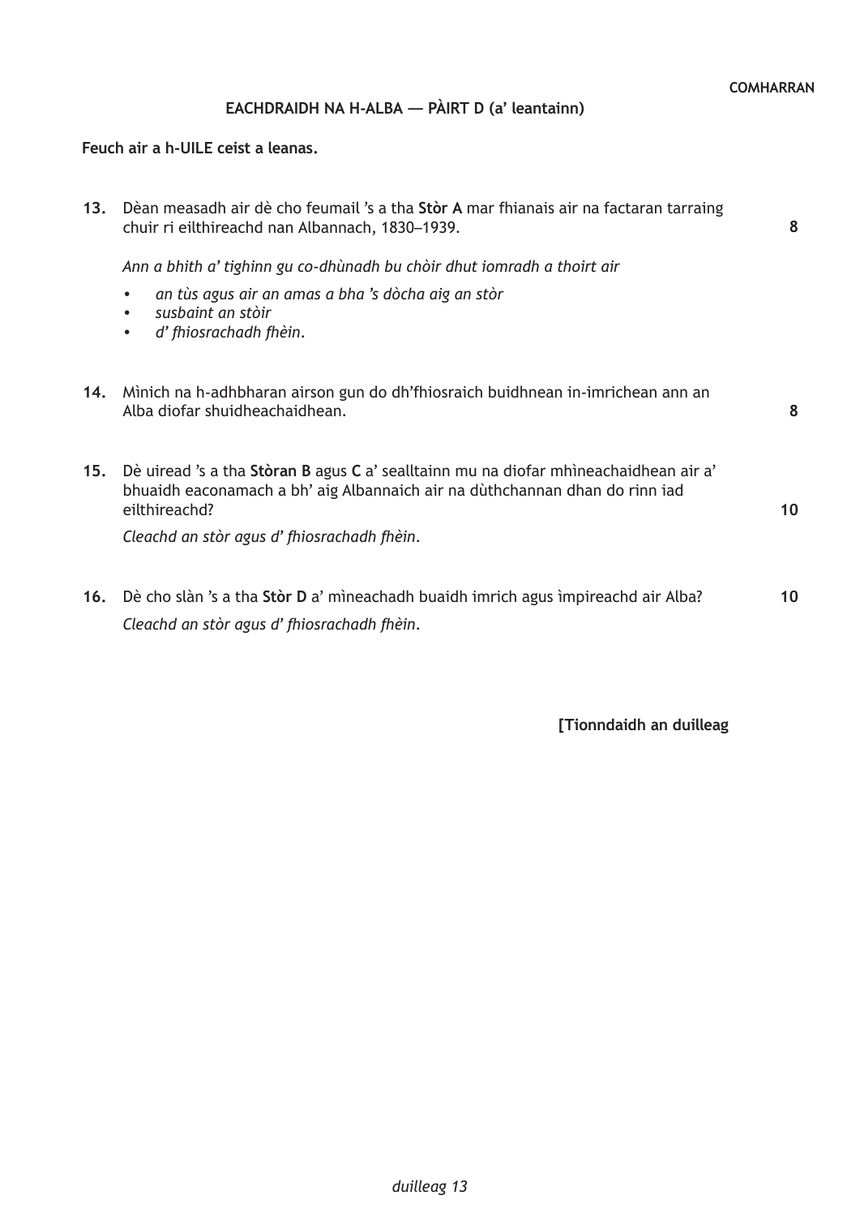COMHARRAN

## EACHDRAIDH NA H-ALBA — PÀIRT D (a' leantainn)

**Feuch air a h-UILE ceist a leanas.**

**13.** Dèan measadh air dè cho feumail 's a tha **Stòr A** mar fhianais air na factaran tarraing chuir ri eilthireachd nan Albannach, 1830–1939. **8**

*Ann a bhith a' tighinn gu co-dhùnadh bu chòir dhut iomradh a thoirt air*

- *an tùs agus air an amas a bha 's dòcha aig an stòr*
- *susbaint an stòir*
- *d' fhiosrachadh fhèin.*

**14.** Mìnich na h-adhbharan airson gun do dh'fhiosraich buidhnean in-imrichean ann an Alba diofar shuidheachaidhean. **8**

**15.** Dè uiread 's a tha **Stòran B** agus **C** a' sealltainn mu na diofar mhìneachaidhean air a' bhuaidh eaconamach a bh' aig Albannaich air na dùthchannan dhan do rinn iad eilthireachd? **10**

*Cleachd an stòr agus d' fhiosrachadh fhèin.*

**16.** Dè cho slàn 's a tha **Stòr D** a' mìneachadh buaidh imrich agus ìmpireachd air Alba? **10**

*Cleachd an stòr agus d' fhiosrachadh fhèin.*

**[Tionndaidh an duilleag**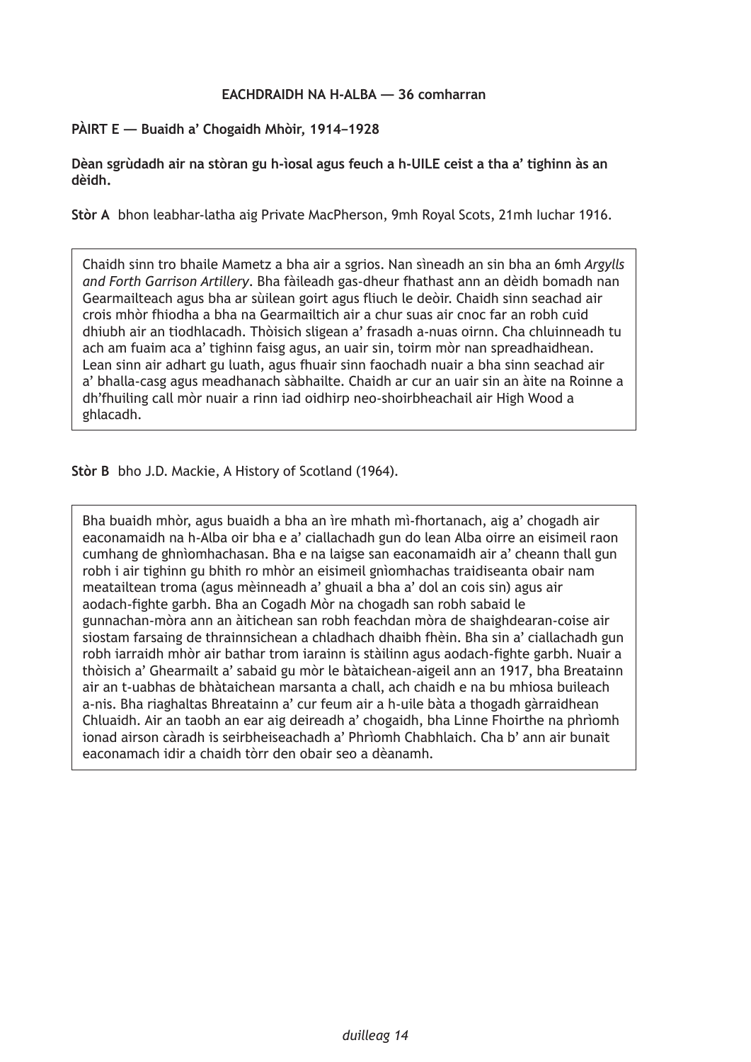**EACHDRAIDH NA H-ALBA — 36 comharran**

**PÀIRT E — Buaidh a' Chogaidh Mhòir, 1914–1928**

**Dèan sgrùdadh air na stòran gu h-ìosal agus feuch a h-UILE ceist a tha a' tighinn às an dèidh.**

**Stòr A** bhon leabhar-latha aig Private MacPherson, 9mh Royal Scots, 21mh Iuchar 1916.

> Chaidh sinn tro bhaile Mametz a bha air a sgrios. Nan sìneadh an sin bha an 6mh *Argylls and Forth Garrison Artillery*. Bha fàileadh gas-dheur fhathast ann an dèidh bomadh nan Gearmailteach agus bha ar sùilean goirt agus fliuch le deòir. Chaidh sinn seachad air crois mhòr fhiodha a bha na Gearmailtich air a chur suas air cnoc far an robh cuid dhiubh air an tiodhlacadh. Thòisich sligean a' frasadh a-nuas oirnn. Cha chluinneadh tu ach am fuaim aca a' tighinn faisg agus, an uair sin, toirm mòr nan spreadhaidhean. Lean sinn air adhart gu luath, agus fhuair sinn faochadh nuair a bha sinn seachad air a' bhalla-casg agus meadhanach sàbhailte. Chaidh ar cur an uair sin an àite na Roinne a dh'fhuiling call mòr nuair a rinn iad oidhirp neo-shoirbheachail air High Wood a ghlacadh.

**Stòr B** bho J.D. Mackie, A History of Scotland (1964).

> Bha buaidh mhòr, agus buaidh a bha an ìre mhath mì-fhortanach, aig a' chogadh air eaconamaidh na h-Alba oir bha e a' ciallachadh gun do lean Alba oirre an eisimeil raon cumhang de ghnìomhachasan. Bha e na laigse san eaconamaidh air a' cheann thall gun robh i air tighinn gu bhith ro mhòr an eisimeil gnìomhachas traidiseanta obair nam meatailtean troma (agus mèinneadh a' ghuail a bha a' dol an cois sin) agus air aodach-fighte garbh. Bha an Cogadh Mòr na chogadh san robh sabaid le gunnachan-mòra ann an àitichean san robh feachdan mòra de shaighdearan-coise air siostam farsaing de thrainnsichean a chladhach dhaibh fhèin. Bha sin a' ciallachadh gun robh iarraidh mhòr air bathar trom iarainn is stàilinn agus aodach-fighte garbh. Nuair a thòisich a' Ghearmailt a' sabaid gu mòr le bàtaichean-aigeil ann an 1917, bha Breatainn air an t-uabhas de bhàtaichean marsanta a chall, ach chaidh e na bu mhiosa buileach a-nis. Bha riaghaltas Bhreatainn a' cur feum air a h-uile bàta a thogadh gàrraidhean Chluaidh. Air an taobh an ear aig deireadh a' chogaidh, bha Linne Fhoirthe na phrìomh ionad airson càradh is seirbheiseachadh a' Phrìomh Chabhlaich. Cha b' ann air bunait eaconamach idir a chaidh tòrr den obair seo a dèanamh.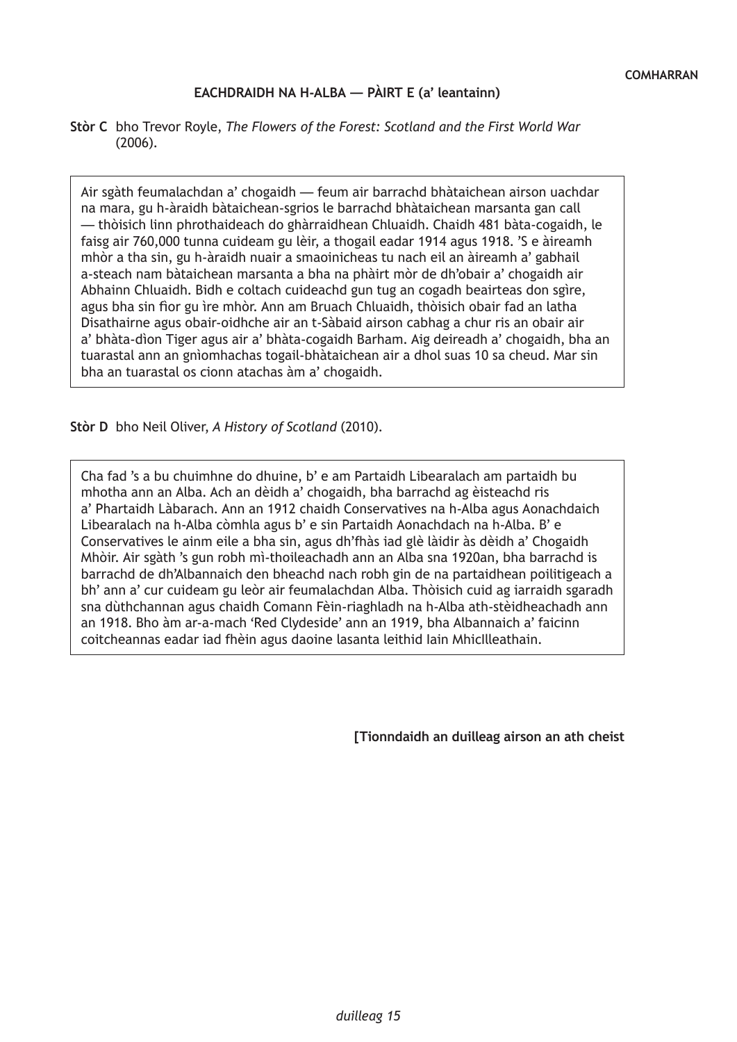**COMHARRAN**

## EACHDRAIDH NA H-ALBA — PÀIRT E (a' leantainn)

**Stòr C** bho Trevor Royle, *The Flowers of the Forest: Scotland and the First World War* (2006).

> Air sgàth feumalachdan a' chogaidh — feum air barrachd bhàtaichean airson uachdar na mara, gu h-àraidh bàtaichean-sgrios le barrachd bhàtaichean marsanta gan call — thòisich linn phrothaideach do ghàrraidhean Chluaidh. Chaidh 481 bàta-cogaidh, le faisg air 760,000 tunna cuideam gu lèir, a thogail eadar 1914 agus 1918. 'S e àireamh mhòr a tha sin, gu h-àraidh nuair a smaoinicheas tu nach eil an àireamh a' gabhail a-steach nam bàtaichean marsanta a bha na phàirt mòr de dh'obair a' chogaidh air Abhainn Chluaidh. Bidh e coltach cuideachd gun tug an cogadh beairteas don sgìre, agus bha sin fìor gu ìre mhòr. Ann am Bruach Chluaidh, thòisich obair fad an latha Disathairne agus obair-oidhche air an t-Sàbaid airson cabhag a chur ris an obair air a' bhàta-dìon Tiger agus air a' bhàta-cogaidh Barham. Aig deireadh a' chogaidh, bha an tuarastal ann an gnìomhachas togail-bhàtaichean air a dhol suas 10 sa cheud. Mar sin bha an tuarastal os cionn atachas àm a' chogaidh.

**Stòr D** bho Neil Oliver, *A History of Scotland* (2010).

> Cha fad 's a bu chuimhne do dhuine, b' e am Partaidh Libearalach am partaidh bu mhotha ann an Alba. Ach an dèidh a' chogaidh, bha barrachd ag èisteachd ris a' Phartaidh Làbarach. Ann an 1912 chaidh Conservatives na h-Alba agus Aonachdaich Libearalach na h-Alba còmhla agus b' e sin Partaidh Aonachdach na h-Alba. B' e Conservatives le ainm eile a bha sin, agus dh'fhàs iad glè làidir às dèidh a' Chogaidh Mhòir. Air sgàth 's gun robh mì-thoileachadh ann an Alba sna 1920an, bha barrachd is barrachd de dh'Albannaich den bheachd nach robh gin de na partaidhean poilitigeach a bh' ann a' cur cuideam gu leòr air feumalachdan Alba. Thòisich cuid ag iarraidh sgaradh sna dùthchannan agus chaidh Comann Fèin-riaghladh na h-Alba ath-stèidheachadh ann an 1918. Bho àm ar-a-mach 'Red Clydeside' ann an 1919, bha Albannaich a' faicinn coitcheannas eadar iad fhèin agus daoine lasanta leithid Iain MhicIlleathain.

**[Tionndaidh an duilleag airson an ath cheist**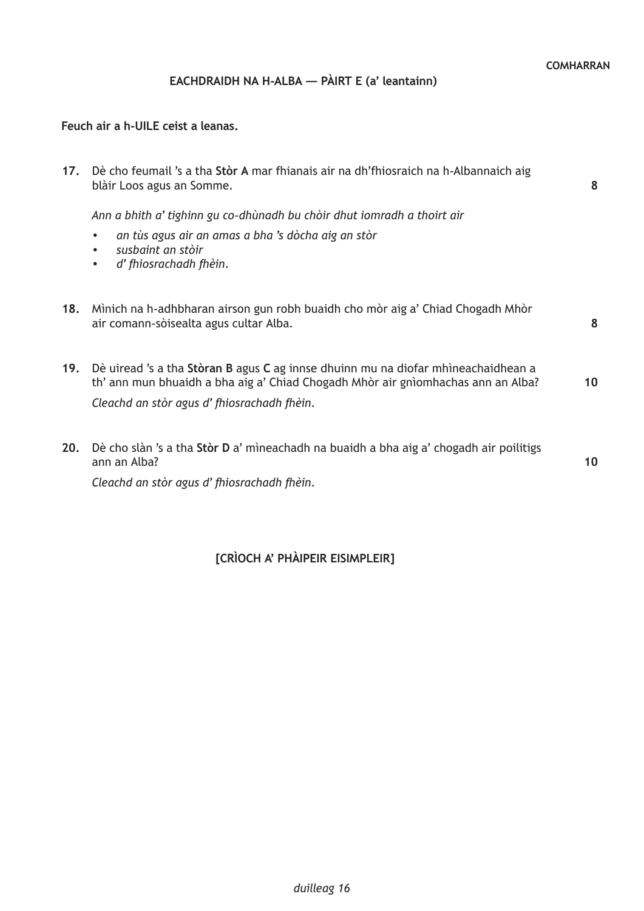**COMHARRAN**

## EACHDRAIDH NA H-ALBA — PÀIRT E (a' leantainn)

**Feuch air a h-UILE ceist a leanas.**

**17.** Dè cho feumail 's a tha **Stòr A** mar fhianais air na dh'fhiosraich na h-Albannaich aig blàir Loos agus an Somme. **8**

*Ann a bhith a' tighinn gu co-dhùnadh bu chòir dhut iomradh a thoirt air*

- *an tùs agus air an amas a bha 's dòcha aig an stòr*
- *susbaint an stòir*
- *d' fhiosrachadh fhèin.*

**18.** Mìnich na h-adhbharan airson gun robh buaidh cho mòr aig a' Chiad Chogadh Mhòr air comann-sòisealta agus cultar Alba. **8**

**19.** Dè uiread 's a tha **Stòran B** agus **C** ag innse dhuinn mu na diofar mhìneachaidhean a th' ann mun bhuaidh a bha aig a' Chiad Chogadh Mhòr air gnìomhachas ann an Alba? **10**

*Cleachd an stòr agus d' fhiosrachadh fhèin.*

**20.** Dè cho slàn 's a tha **Stòr D** a' mìneachadh na buaidh a bha aig a' chogadh air poilitigs ann an Alba? **10**

*Cleachd an stòr agus d' fhiosrachadh fhèin.*

**[CRÌOCH A' PHÀIPEIR EISIMPLEIR]**